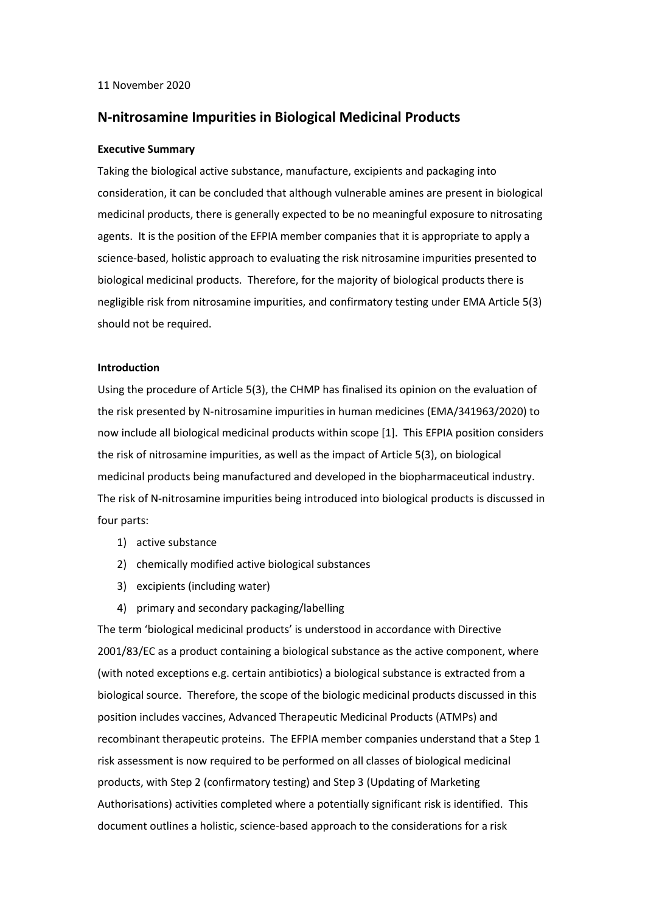11 November 2020

# N-nitrosamine Impurities in Biological Medicinal Products

**Executive Summary**

Taking the biological active substance, manufacture, excipients and packaging into consideration, it can be concluded that although vulnerable amines are present in biological medicinal products, there is generally expected to be no meaningful exposure to nitrosating agents. It is the position of the EFPIA member companies that it is appropriate to apply a science-based, holistic approach to evaluating the risk nitrosamine impurities presented to biological medicinal products. Therefore, for the majority of biological products there is negligible risk from nitrosamine impurities, and confirmatory testing under EMA Article 5(3) should not be required.

**Introduction**

Using the procedure of Article 5(3), the CHMP has finalised its opinion on the evaluation of the risk presented by N-nitrosamine impurities in human medicines (EMA/341963/2020) to now include all biological medicinal products within scope [1]. This EFPIA position considers the risk of nitrosamine impurities, as well as the impact of Article 5(3), on biological medicinal products being manufactured and developed in the biopharmaceutical industry. The risk of N-nitrosamine impurities being introduced into biological products is discussed in four parts:

1) active substance
2) chemically modified active biological substances
3) excipients (including water)
4) primary and secondary packaging/labelling

The term 'biological medicinal products' is understood in accordance with Directive 2001/83/EC as a product containing a biological substance as the active component, where (with noted exceptions e.g. certain antibiotics) a biological substance is extracted from a biological source. Therefore, the scope of the biologic medicinal products discussed in this position includes vaccines, Advanced Therapeutic Medicinal Products (ATMPs) and recombinant therapeutic proteins. The EFPIA member companies understand that a Step 1 risk assessment is now required to be performed on all classes of biological medicinal products, with Step 2 (confirmatory testing) and Step 3 (Updating of Marketing Authorisations) activities completed where a potentially significant risk is identified. This document outlines a holistic, science-based approach to the considerations for a risk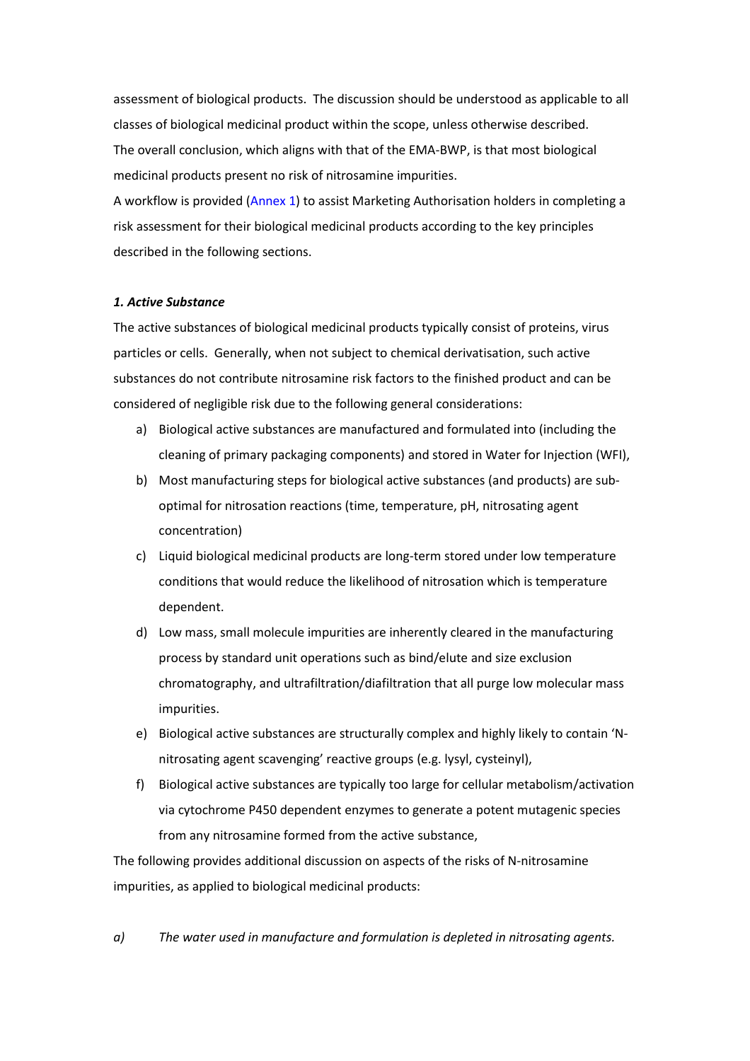assessment of biological products. The discussion should be understood as applicable to all classes of biological medicinal product within the scope, unless otherwise described.
The overall conclusion, which aligns with that of the EMA-BWP, is that most biological medicinal products present no risk of nitrosamine impurities.
A workflow is provided (Annex 1) to assist Marketing Authorisation holders in completing a risk assessment for their biological medicinal products according to the key principles described in the following sections.

***1. Active Substance***

The active substances of biological medicinal products typically consist of proteins, virus particles or cells. Generally, when not subject to chemical derivatisation, such active substances do not contribute nitrosamine risk factors to the finished product and can be considered of negligible risk due to the following general considerations:

a) Biological active substances are manufactured and formulated into (including the cleaning of primary packaging components) and stored in Water for Injection (WFI),
b) Most manufacturing steps for biological active substances (and products) are sub-optimal for nitrosation reactions (time, temperature, pH, nitrosating agent concentration)
c) Liquid biological medicinal products are long-term stored under low temperature conditions that would reduce the likelihood of nitrosation which is temperature dependent.
d) Low mass, small molecule impurities are inherently cleared in the manufacturing process by standard unit operations such as bind/elute and size exclusion chromatography, and ultrafiltration/diafiltration that all purge low molecular mass impurities.
e) Biological active substances are structurally complex and highly likely to contain 'N-nitrosating agent scavenging' reactive groups (e.g. lysyl, cysteinyl),
f) Biological active substances are typically too large for cellular metabolism/activation via cytochrome P450 dependent enzymes to generate a potent mutagenic species from any nitrosamine formed from the active substance,

The following provides additional discussion on aspects of the risks of N-nitrosamine impurities, as applied to biological medicinal products:

*a) The water used in manufacture and formulation is depleted in nitrosating agents.*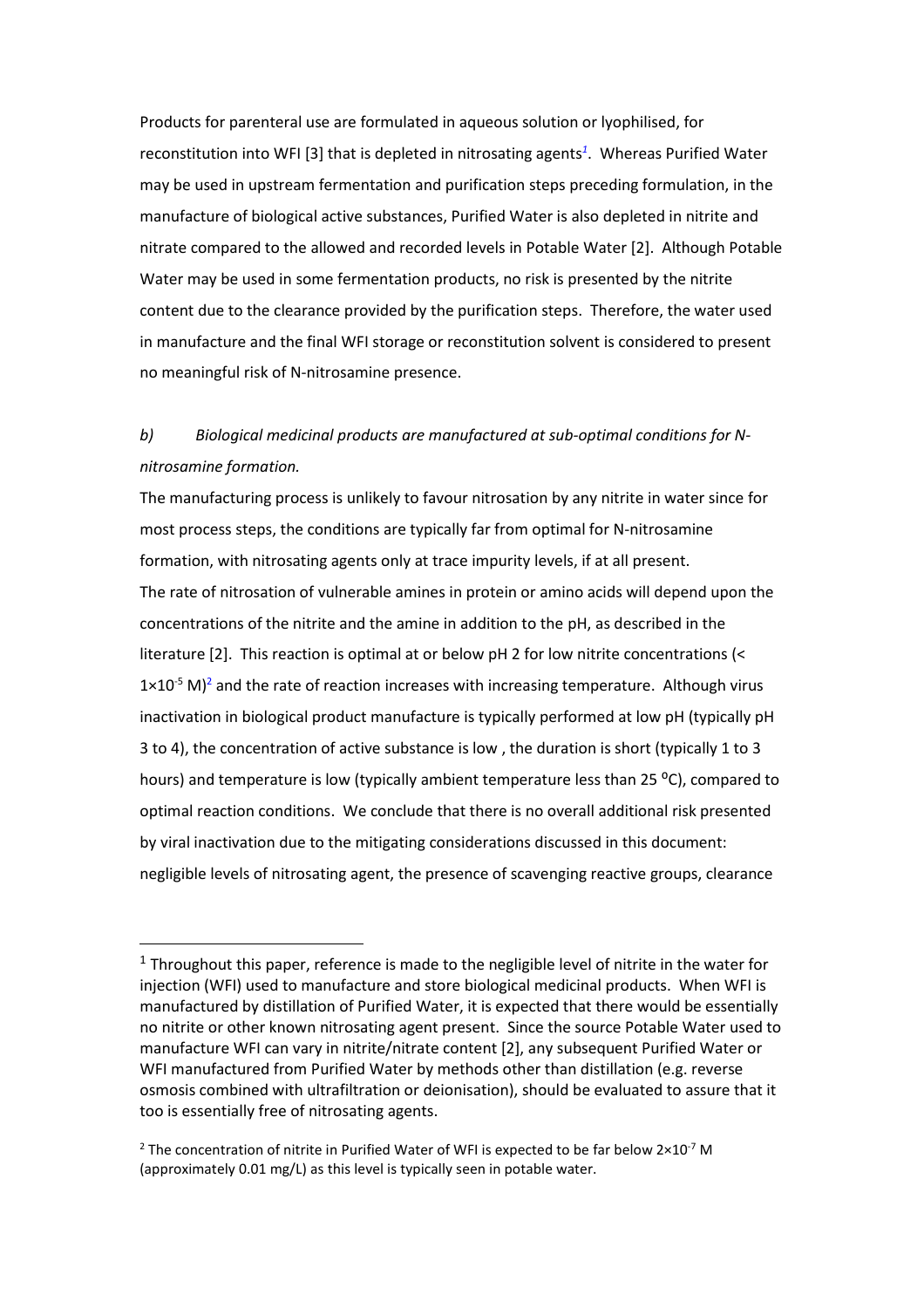Products for parenteral use are formulated in aqueous solution or lyophilised, for reconstitution into WFI [3] that is depleted in nitrosating agents[1]. Whereas Purified Water may be used in upstream fermentation and purification steps preceding formulation, in the manufacture of biological active substances, Purified Water is also depleted in nitrite and nitrate compared to the allowed and recorded levels in Potable Water [2]. Although Potable Water may be used in some fermentation products, no risk is presented by the nitrite content due to the clearance provided by the purification steps. Therefore, the water used in manufacture and the final WFI storage or reconstitution solvent is considered to present no meaningful risk of N-nitrosamine presence.

*b) Biological medicinal products are manufactured at sub-optimal conditions for N-nitrosamine formation.*

The manufacturing process is unlikely to favour nitrosation by any nitrite in water since for most process steps, the conditions are typically far from optimal for N-nitrosamine formation, with nitrosating agents only at trace impurity levels, if at all present.
The rate of nitrosation of vulnerable amines in protein or amino acids will depend upon the concentrations of the nitrite and the amine in addition to the pH, as described in the literature [2]. This reaction is optimal at or below pH 2 for low nitrite concentrations ($< 1 \times 10^{-5}$ M)[2] and the rate of reaction increases with increasing temperature. Although virus inactivation in biological product manufacture is typically performed at low pH (typically pH 3 to 4), the concentration of active substance is low , the duration is short (typically 1 to 3 hours) and temperature is low (typically ambient temperature less than 25 $^{o}$C), compared to optimal reaction conditions. We conclude that there is no overall additional risk presented by viral inactivation due to the mitigating considerations discussed in this document: negligible levels of nitrosating agent, the presence of scavenging reactive groups, clearance

---

[1] Throughout this paper, reference is made to the negligible level of nitrite in the water for injection (WFI) used to manufacture and store biological medicinal products. When WFI is manufactured by distillation of Purified Water, it is expected that there would be essentially no nitrite or other known nitrosating agent present. Since the source Potable Water used to manufacture WFI can vary in nitrite/nitrate content [2], any subsequent Purified Water or WFI manufactured from Purified Water by methods other than distillation (e.g. reverse osmosis combined with ultrafiltration or deionisation), should be evaluated to assure that it too is essentially free of nitrosating agents.

[2] The concentration of nitrite in Purified Water of WFI is expected to be far below $2 \times 10^{-7}$ M (approximately 0.01 mg/L) as this level is typically seen in potable water.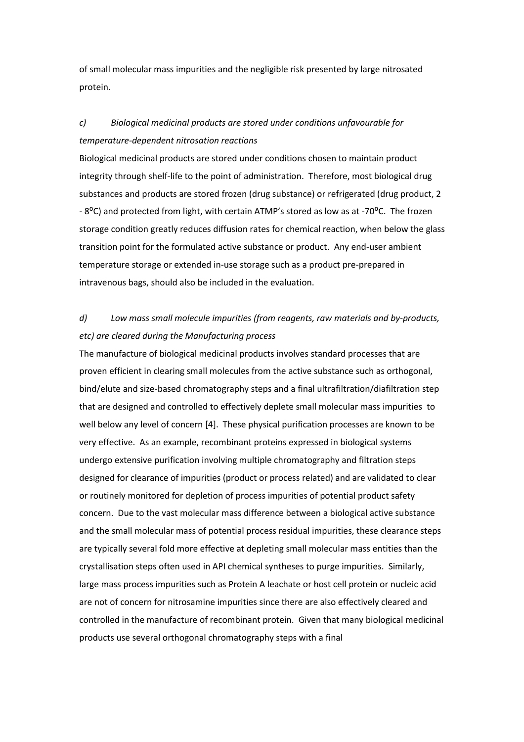of small molecular mass impurities and the negligible risk presented by large nitrosated protein.

*c) Biological medicinal products are stored under conditions unfavourable for temperature-dependent nitrosation reactions*

Biological medicinal products are stored under conditions chosen to maintain product integrity through shelf-life to the point of administration. Therefore, most biological drug substances and products are stored frozen (drug substance) or refrigerated (drug product, 2 - 8$^{o}$C) and protected from light, with certain ATMP's stored as low as at -70$^{o}$C. The frozen storage condition greatly reduces diffusion rates for chemical reaction, when below the glass transition point for the formulated active substance or product. Any end-user ambient temperature storage or extended in-use storage such as a product pre-prepared in intravenous bags, should also be included in the evaluation.

*d) Low mass small molecule impurities (from reagents, raw materials and by-products, etc) are cleared during the Manufacturing process*

The manufacture of biological medicinal products involves standard processes that are proven efficient in clearing small molecules from the active substance such as orthogonal, bind/elute and size-based chromatography steps and a final ultrafiltration/diafiltration step that are designed and controlled to effectively deplete small molecular mass impurities to well below any level of concern [4]. These physical purification processes are known to be very effective. As an example, recombinant proteins expressed in biological systems undergo extensive purification involving multiple chromatography and filtration steps designed for clearance of impurities (product or process related) and are validated to clear or routinely monitored for depletion of process impurities of potential product safety concern. Due to the vast molecular mass difference between a biological active substance and the small molecular mass of potential process residual impurities, these clearance steps are typically several fold more effective at depleting small molecular mass entities than the crystallisation steps often used in API chemical syntheses to purge impurities. Similarly, large mass process impurities such as Protein A leachate or host cell protein or nucleic acid are not of concern for nitrosamine impurities since there are also effectively cleared and controlled in the manufacture of recombinant protein. Given that many biological medicinal products use several orthogonal chromatography steps with a final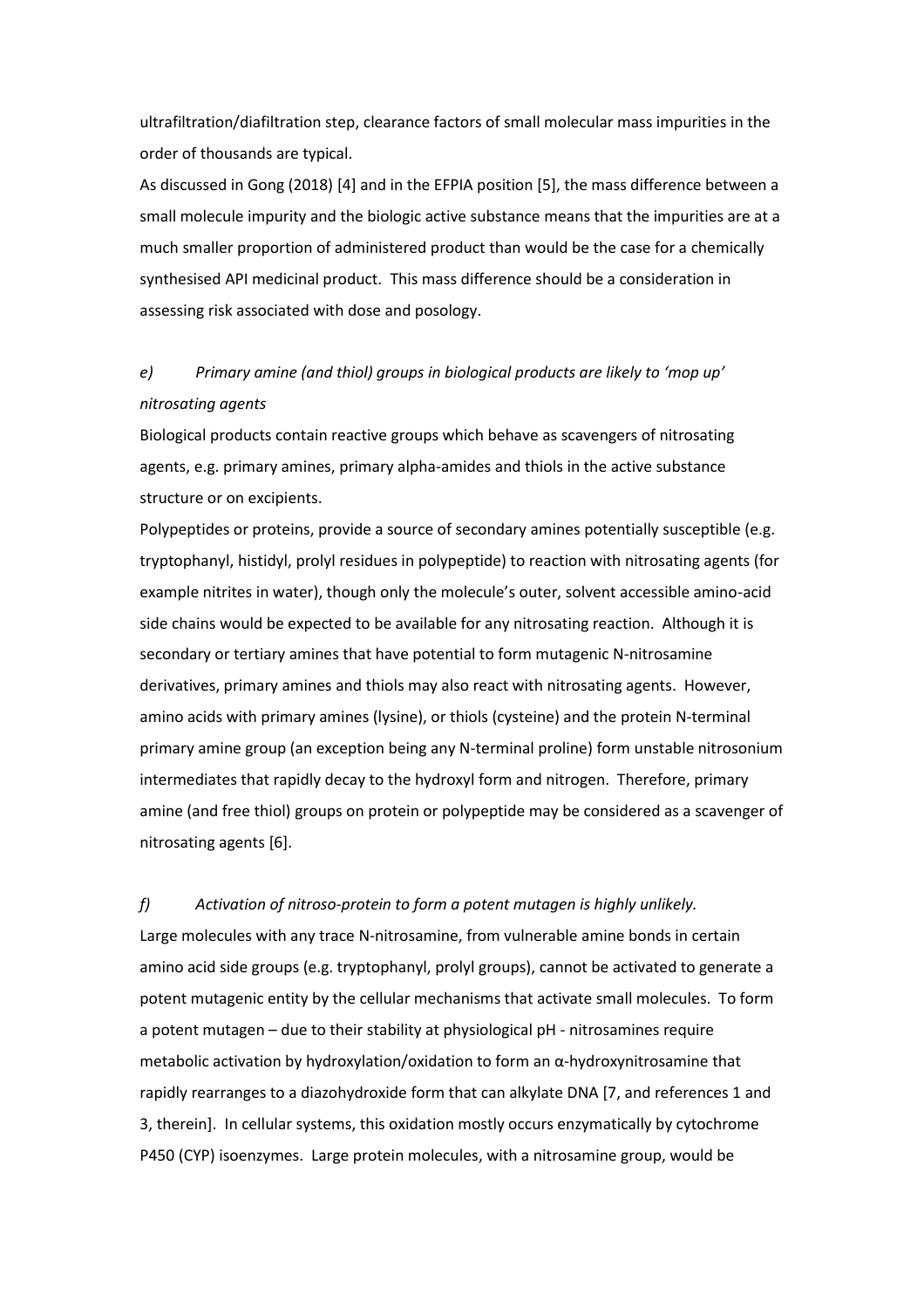ultrafiltration/diafiltration step, clearance factors of small molecular mass impurities in the order of thousands are typical.

As discussed in Gong (2018) [4] and in the EFPIA position [5], the mass difference between a small molecule impurity and the biologic active substance means that the impurities are at a much smaller proportion of administered product than would be the case for a chemically synthesised API medicinal product. This mass difference should be a consideration in assessing risk associated with dose and posology.

*e) Primary amine (and thiol) groups in biological products are likely to 'mop up' nitrosating agents*

Biological products contain reactive groups which behave as scavengers of nitrosating agents, e.g. primary amines, primary alpha-amides and thiols in the active substance structure or on excipients.

Polypeptides or proteins, provide a source of secondary amines potentially susceptible (e.g. tryptophanyl, histidyl, prolyl residues in polypeptide) to reaction with nitrosating agents (for example nitrites in water), though only the molecule's outer, solvent accessible amino-acid side chains would be expected to be available for any nitrosating reaction. Although it is secondary or tertiary amines that have potential to form mutagenic N-nitrosamine derivatives, primary amines and thiols may also react with nitrosating agents. However, amino acids with primary amines (lysine), or thiols (cysteine) and the protein N-terminal primary amine group (an exception being any N-terminal proline) form unstable nitrosonium intermediates that rapidly decay to the hydroxyl form and nitrogen. Therefore, primary amine (and free thiol) groups on protein or polypeptide may be considered as a scavenger of nitrosating agents [6].

*f) Activation of nitroso-protein to form a potent mutagen is highly unlikely.*

Large molecules with any trace N-nitrosamine, from vulnerable amine bonds in certain amino acid side groups (e.g. tryptophanyl, prolyl groups), cannot be activated to generate a potent mutagenic entity by the cellular mechanisms that activate small molecules. To form a potent mutagen – due to their stability at physiological pH - nitrosamines require metabolic activation by hydroxylation/oxidation to form an α-hydroxynitrosamine that rapidly rearranges to a diazohydroxide form that can alkylate DNA [7, and references 1 and 3, therein]. In cellular systems, this oxidation mostly occurs enzymatically by cytochrome P450 (CYP) isoenzymes. Large protein molecules, with a nitrosamine group, would be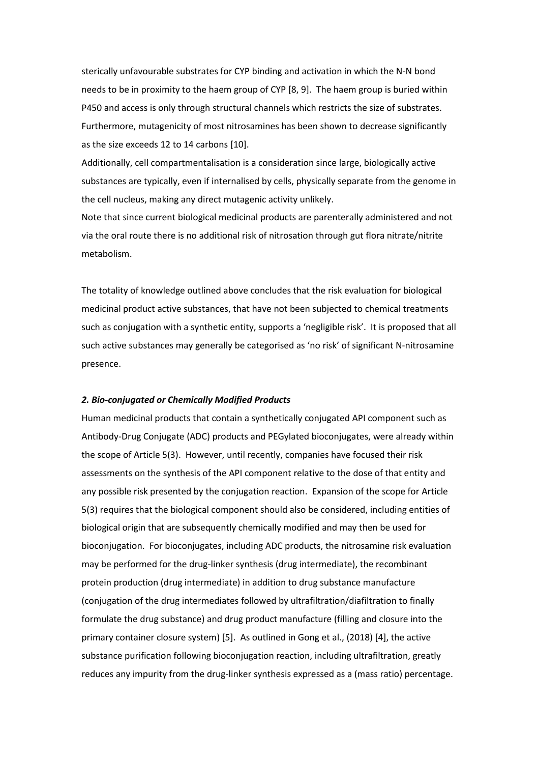sterically unfavourable substrates for CYP binding and activation in which the N-N bond needs to be in proximity to the haem group of CYP [8, 9]. The haem group is buried within P450 and access is only through structural channels which restricts the size of substrates. Furthermore, mutagenicity of most nitrosamines has been shown to decrease significantly as the size exceeds 12 to 14 carbons [10].

Additionally, cell compartmentalisation is a consideration since large, biologically active substances are typically, even if internalised by cells, physically separate from the genome in the cell nucleus, making any direct mutagenic activity unlikely.

Note that since current biological medicinal products are parenterally administered and not via the oral route there is no additional risk of nitrosation through gut flora nitrate/nitrite metabolism.

The totality of knowledge outlined above concludes that the risk evaluation for biological medicinal product active substances, that have not been subjected to chemical treatments such as conjugation with a synthetic entity, supports a 'negligible risk'. It is proposed that all such active substances may generally be categorised as 'no risk' of significant N-nitrosamine presence.

### *2. Bio-conjugated or Chemically Modified Products*

Human medicinal products that contain a synthetically conjugated API component such as Antibody-Drug Conjugate (ADC) products and PEGylated bioconjugates, were already within the scope of Article 5(3). However, until recently, companies have focused their risk assessments on the synthesis of the API component relative to the dose of that entity and any possible risk presented by the conjugation reaction. Expansion of the scope for Article 5(3) requires that the biological component should also be considered, including entities of biological origin that are subsequently chemically modified and may then be used for bioconjugation. For bioconjugates, including ADC products, the nitrosamine risk evaluation may be performed for the drug-linker synthesis (drug intermediate), the recombinant protein production (drug intermediate) in addition to drug substance manufacture (conjugation of the drug intermediates followed by ultrafiltration/diafiltration to finally formulate the drug substance) and drug product manufacture (filling and closure into the primary container closure system) [5]. As outlined in Gong et al., (2018) [4], the active substance purification following bioconjugation reaction, including ultrafiltration, greatly reduces any impurity from the drug-linker synthesis expressed as a (mass ratio) percentage.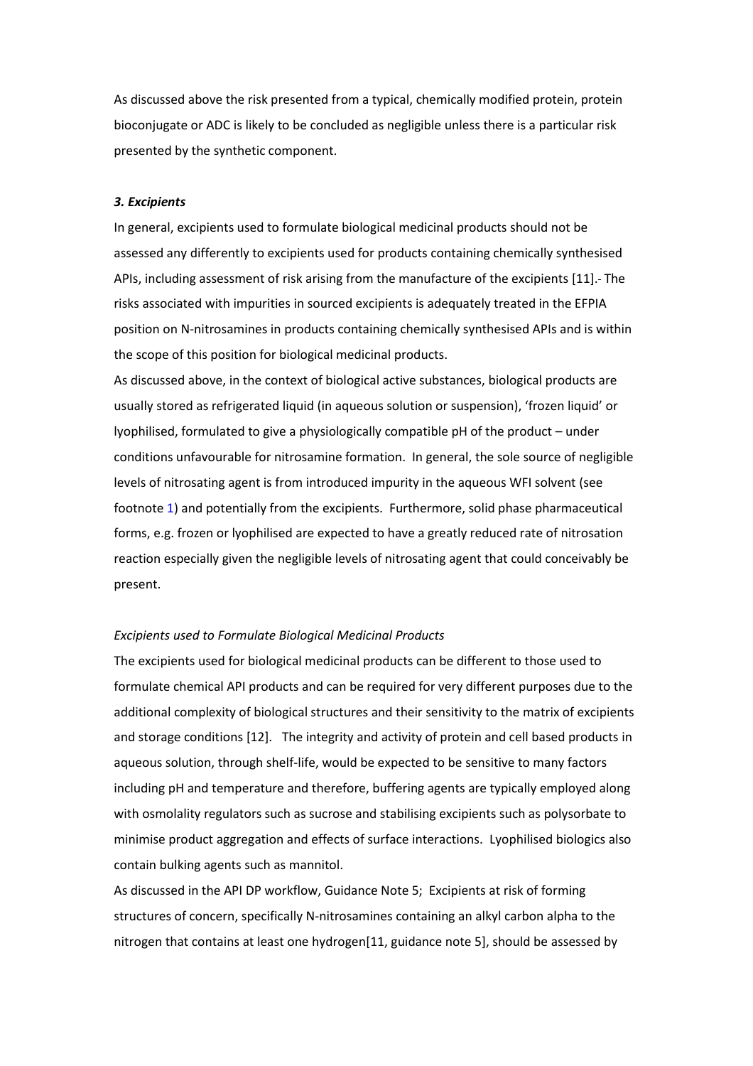As discussed above the risk presented from a typical, chemically modified protein, protein bioconjugate or ADC is likely to be concluded as negligible unless there is a particular risk presented by the synthetic component.

### *3. Excipients*

In general, excipients used to formulate biological medicinal products should not be assessed any differently to excipients used for products containing chemically synthesised APIs, including assessment of risk arising from the manufacture of the excipients [11]. The risks associated with impurities in sourced excipients is adequately treated in the EFPIA position on N-nitrosamines in products containing chemically synthesised APIs and is within the scope of this position for biological medicinal products.

As discussed above, in the context of biological active substances, biological products are usually stored as refrigerated liquid (in aqueous solution or suspension), 'frozen liquid' or lyophilised, formulated to give a physiologically compatible pH of the product – under conditions unfavourable for nitrosamine formation. In general, the sole source of negligible levels of nitrosating agent is from introduced impurity in the aqueous WFI solvent (see footnote 1) and potentially from the excipients. Furthermore, solid phase pharmaceutical forms, e.g. frozen or lyophilised are expected to have a greatly reduced rate of nitrosation reaction especially given the negligible levels of nitrosating agent that could conceivably be present.

*Excipients used to Formulate Biological Medicinal Products*

The excipients used for biological medicinal products can be different to those used to formulate chemical API products and can be required for very different purposes due to the additional complexity of biological structures and their sensitivity to the matrix of excipients and storage conditions [12]. The integrity and activity of protein and cell based products in aqueous solution, through shelf-life, would be expected to be sensitive to many factors including pH and temperature and therefore, buffering agents are typically employed along with osmolality regulators such as sucrose and stabilising excipients such as polysorbate to minimise product aggregation and effects of surface interactions. Lyophilised biologics also contain bulking agents such as mannitol.

As discussed in the API DP workflow, Guidance Note 5; Excipients at risk of forming structures of concern, specifically N-nitrosamines containing an alkyl carbon alpha to the nitrogen that contains at least one hydrogen[11, guidance note 5], should be assessed by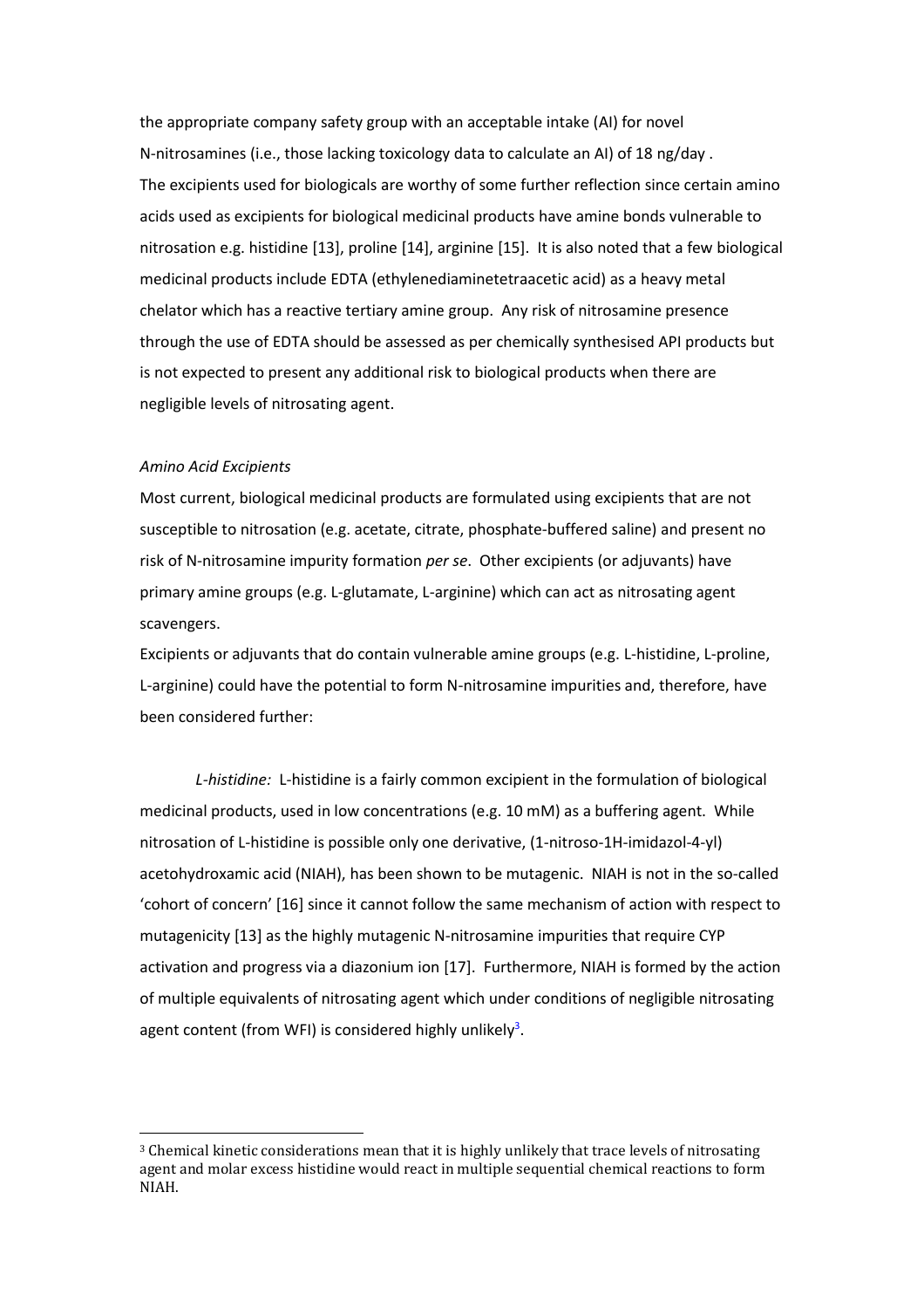the appropriate company safety group with an acceptable intake (AI) for novel N-nitrosamines (i.e., those lacking toxicology data to calculate an AI) of 18 ng/day .
The excipients used for biologicals are worthy of some further reflection since certain amino acids used as excipients for biological medicinal products have amine bonds vulnerable to nitrosation e.g. histidine [13], proline [14], arginine [15]. It is also noted that a few biological medicinal products include EDTA (ethylenediaminetetraacetic acid) as a heavy metal chelator which has a reactive tertiary amine group. Any risk of nitrosamine presence through the use of EDTA should be assessed as per chemically synthesised API products but is not expected to present any additional risk to biological products when there are negligible levels of nitrosating agent.

*Amino Acid Excipients*

Most current, biological medicinal products are formulated using excipients that are not susceptible to nitrosation (e.g. acetate, citrate, phosphate-buffered saline) and present no risk of N-nitrosamine impurity formation *per se*. Other excipients (or adjuvants) have primary amine groups (e.g. L-glutamate, L-arginine) which can act as nitrosating agent scavengers.
Excipients or adjuvants that do contain vulnerable amine groups (e.g. L-histidine, L-proline, L-arginine) could have the potential to form N-nitrosamine impurities and, therefore, have been considered further:

*L-histidine:* L-histidine is a fairly common excipient in the formulation of biological medicinal products, used in low concentrations (e.g. 10 mM) as a buffering agent. While nitrosation of L-histidine is possible only one derivative, (1-nitroso-1H-imidazol-4-yl) acetohydroxamic acid (NIAH), has been shown to be mutagenic. NIAH is not in the so-called 'cohort of concern' [16] since it cannot follow the same mechanism of action with respect to mutagenicity [13] as the highly mutagenic N-nitrosamine impurities that require CYP activation and progress via a diazonium ion [17]. Furthermore, NIAH is formed by the action of multiple equivalents of nitrosating agent which under conditions of negligible nitrosating agent content (from WFI) is considered highly unlikely[3].

[3] Chemical kinetic considerations mean that it is highly unlikely that trace levels of nitrosating agent and molar excess histidine would react in multiple sequential chemical reactions to form NIAH.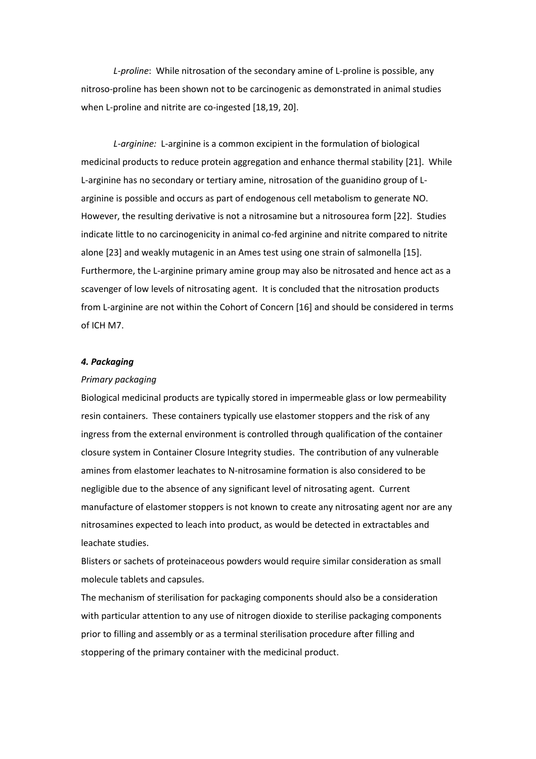*L-proline*: While nitrosation of the secondary amine of L-proline is possible, any nitroso-proline has been shown not to be carcinogenic as demonstrated in animal studies when L-proline and nitrite are co-ingested [18,19, 20].

*L-arginine:* L-arginine is a common excipient in the formulation of biological medicinal products to reduce protein aggregation and enhance thermal stability [21]. While L-arginine has no secondary or tertiary amine, nitrosation of the guanidino group of L-arginine is possible and occurs as part of endogenous cell metabolism to generate NO. However, the resulting derivative is not a nitrosamine but a nitrosourea form [22]. Studies indicate little to no carcinogenicity in animal co-fed arginine and nitrite compared to nitrite alone [23] and weakly mutagenic in an Ames test using one strain of salmonella [15]. Furthermore, the L-arginine primary amine group may also be nitrosated and hence act as a scavenger of low levels of nitrosating agent. It is concluded that the nitrosation products from L-arginine are not within the Cohort of Concern [16] and should be considered in terms of ICH M7.

#### ***4. Packaging***

*Primary packaging*

Biological medicinal products are typically stored in impermeable glass or low permeability resin containers. These containers typically use elastomer stoppers and the risk of any ingress from the external environment is controlled through qualification of the container closure system in Container Closure Integrity studies. The contribution of any vulnerable amines from elastomer leachates to N-nitrosamine formation is also considered to be negligible due to the absence of any significant level of nitrosating agent. Current manufacture of elastomer stoppers is not known to create any nitrosating agent nor are any nitrosamines expected to leach into product, as would be detected in extractables and leachate studies.

Blisters or sachets of proteinaceous powders would require similar consideration as small molecule tablets and capsules.

The mechanism of sterilisation for packaging components should also be a consideration with particular attention to any use of nitrogen dioxide to sterilise packaging components prior to filling and assembly or as a terminal sterilisation procedure after filling and stoppering of the primary container with the medicinal product.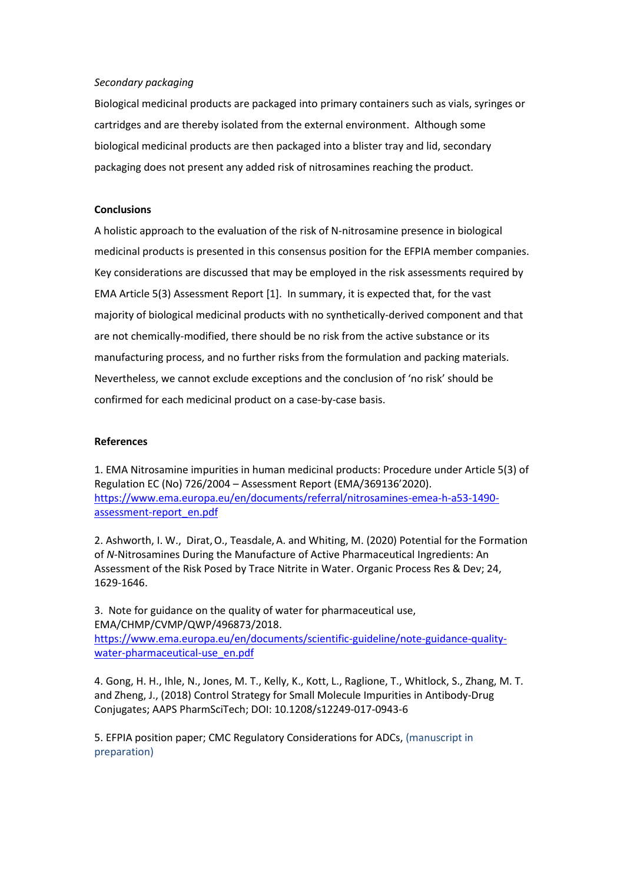*Secondary packaging*

Biological medicinal products are packaged into primary containers such as vials, syringes or cartridges and are thereby isolated from the external environment. Although some biological medicinal products are then packaged into a blister tray and lid, secondary packaging does not present any added risk of nitrosamines reaching the product.

**Conclusions**

A holistic approach to the evaluation of the risk of N-nitrosamine presence in biological medicinal products is presented in this consensus position for the EFPIA member companies. Key considerations are discussed that may be employed in the risk assessments required by EMA Article 5(3) Assessment Report [1]. In summary, it is expected that, for the vast majority of biological medicinal products with no synthetically-derived component and that are not chemically-modified, there should be no risk from the active substance or its manufacturing process, and no further risks from the formulation and packing materials. Nevertheless, we cannot exclude exceptions and the conclusion of 'no risk' should be confirmed for each medicinal product on a case-by-case basis.

**References**

1. EMA Nitrosamine impurities in human medicinal products: Procedure under Article 5(3) of Regulation EC (No) 726/2004 – Assessment Report (EMA/369136'2020). https://www.ema.europa.eu/en/documents/referral/nitrosamines-emea-h-a53-1490-assessment-report_en.pdf

2. Ashworth, I. W., Dirat, O., Teasdale, A. and Whiting, M. (2020) Potential for the Formation of *N*-Nitrosamines During the Manufacture of Active Pharmaceutical Ingredients: An Assessment of the Risk Posed by Trace Nitrite in Water. Organic Process Res & Dev; 24, 1629-1646.

3. Note for guidance on the quality of water for pharmaceutical use, EMA/CHMP/CVMP/QWP/496873/2018. https://www.ema.europa.eu/en/documents/scientific-guideline/note-guidance-quality-water-pharmaceutical-use_en.pdf

4. Gong, H. H., Ihle, N., Jones, M. T., Kelly, K., Kott, L., Raglione, T., Whitlock, S., Zhang, M. T. and Zheng, J., (2018) Control Strategy for Small Molecule Impurities in Antibody-Drug Conjugates; AAPS PharmSciTech; DOI: 10.1208/s12249-017-0943-6

5. EFPIA position paper; CMC Regulatory Considerations for ADCs, (manuscript in preparation)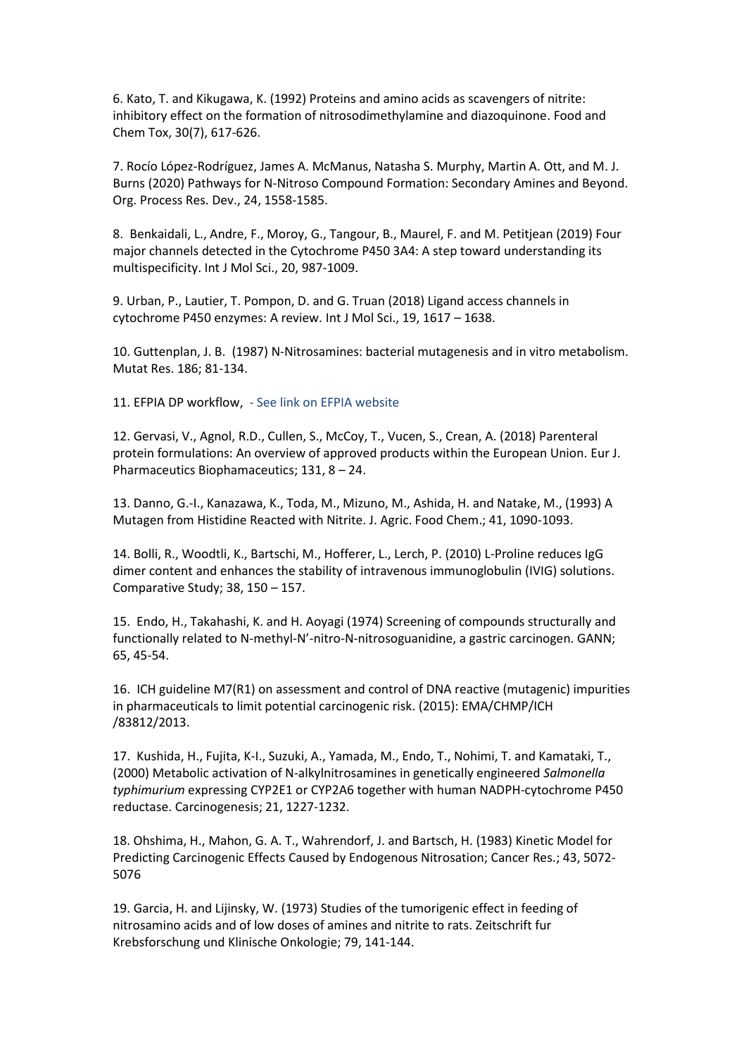6. Kato, T. and Kikugawa, K. (1992) Proteins and amino acids as scavengers of nitrite: inhibitory effect on the formation of nitrosodimethylamine and diazoquinone. Food and Chem Tox, 30(7), 617-626.

7. Rocío López-Rodríguez, James A. McManus, Natasha S. Murphy, Martin A. Ott, and M. J. Burns (2020) Pathways for N-Nitroso Compound Formation: Secondary Amines and Beyond. Org. Process Res. Dev., 24, 1558-1585.

8. Benkaidali, L., Andre, F., Moroy, G., Tangour, B., Maurel, F. and M. Petitjean (2019) Four major channels detected in the Cytochrome P450 3A4: A step toward understanding its multispecificity. Int J Mol Sci., 20, 987-1009.

9. Urban, P., Lautier, T. Pompon, D. and G. Truan (2018) Ligand access channels in cytochrome P450 enzymes: A review. Int J Mol Sci., 19, 1617 – 1638.

10. Guttenplan, J. B. (1987) N-Nitrosamines: bacterial mutagenesis and in vitro metabolism. Mutat Res. 186; 81-134.

11. EFPIA DP workflow, - See link on EFPIA website

12. Gervasi, V., Agnol, R.D., Cullen, S., McCoy, T., Vucen, S., Crean, A. (2018) Parenteral protein formulations: An overview of approved products within the European Union. Eur J. Pharmaceutics Biophamaceutics; 131, 8 – 24.

13. Danno, G.-I., Kanazawa, K., Toda, M., Mizuno, M., Ashida, H. and Natake, M., (1993) A Mutagen from Histidine Reacted with Nitrite. J. Agric. Food Chem.; 41, 1090-1093.

14. Bolli, R., Woodtli, K., Bartschi, M., Hofferer, L., Lerch, P. (2010) L-Proline reduces IgG dimer content and enhances the stability of intravenous immunoglobulin (IVIG) solutions. Comparative Study; 38, 150 – 157.

15. Endo, H., Takahashi, K. and H. Aoyagi (1974) Screening of compounds structurally and functionally related to N-methyl-N'-nitro-N-nitrosoguanidine, a gastric carcinogen. GANN; 65, 45-54.

16. ICH guideline M7(R1) on assessment and control of DNA reactive (mutagenic) impurities in pharmaceuticals to limit potential carcinogenic risk. (2015): EMA/CHMP/ICH /83812/2013.

17. Kushida, H., Fujita, K-I., Suzuki, A., Yamada, M., Endo, T., Nohimi, T. and Kamataki, T., (2000) Metabolic activation of N-alkylnitrosamines in genetically engineered *Salmonella typhimurium* expressing CYP2E1 or CYP2A6 together with human NADPH-cytochrome P450 reductase. Carcinogenesis; 21, 1227-1232.

18. Ohshima, H., Mahon, G. A. T., Wahrendorf, J. and Bartsch, H. (1983) Kinetic Model for Predicting Carcinogenic Effects Caused by Endogenous Nitrosation; Cancer Res.; 43, 5072-5076

19. Garcia, H. and Lijinsky, W. (1973) Studies of the tumorigenic effect in feeding of nitrosamino acids and of low doses of amines and nitrite to rats. Zeitschrift fur Krebsforschung und Klinische Onkologie; 79, 141-144.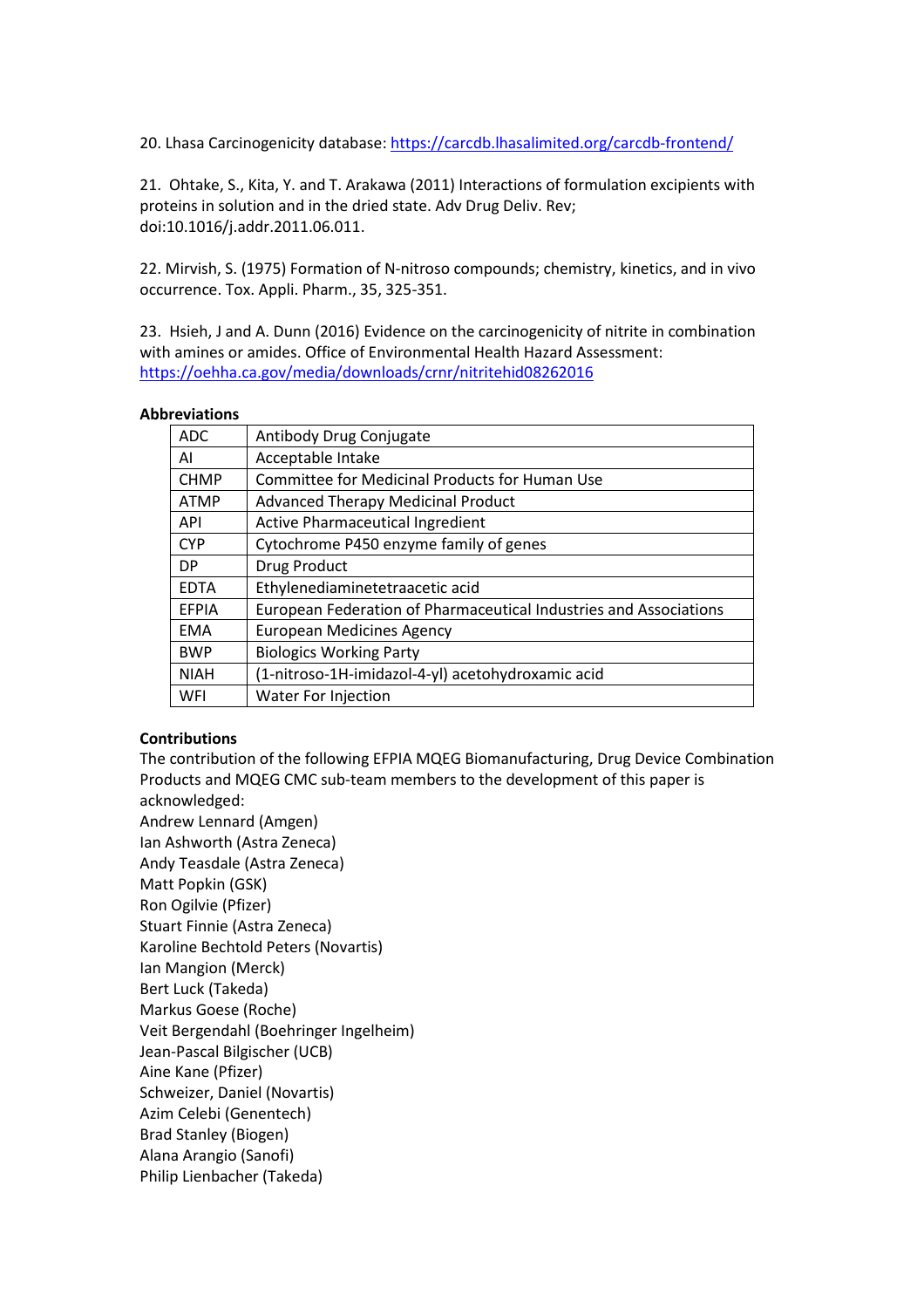20. Lhasa Carcinogenicity database: https://carcdb.lhasalimited.org/carcdb-frontend/

21. Ohtake, S., Kita, Y. and T. Arakawa (2011) Interactions of formulation excipients with proteins in solution and in the dried state. Adv Drug Deliv. Rev; doi:10.1016/j.addr.2011.06.011.

22. Mirvish, S. (1975) Formation of N-nitroso compounds; chemistry, kinetics, and in vivo occurrence. Tox. Appli. Pharm., 35, 325-351.

23. Hsieh, J and A. Dunn (2016) Evidence on the carcinogenicity of nitrite in combination with amines or amides. Office of Environmental Health Hazard Assessment: https://oehha.ca.gov/media/downloads/crnr/nitritehid08262016

**Abbreviations**

| | |
|---|---|
| ADC | Antibody Drug Conjugate |
| AI | Acceptable Intake |
| CHMP | Committee for Medicinal Products for Human Use |
| ATMP | Advanced Therapy Medicinal Product |
| API | Active Pharmaceutical Ingredient |
| CYP | Cytochrome P450 enzyme family of genes |
| DP | Drug Product |
| EDTA | Ethylenediaminetetraacetic acid |
| EFPIA | European Federation of Pharmaceutical Industries and Associations |
| EMA | European Medicines Agency |
| BWP | Biologics Working Party |
| NIAH | (1-nitroso-1H-imidazol-4-yl) acetohydroxamic acid |
| WFI | Water For Injection |

**Contributions**

The contribution of the following EFPIA MQEG Biomanufacturing, Drug Device Combination Products and MQEG CMC sub-team members to the development of this paper is acknowledged:

Andrew Lennard (Amgen)
Ian Ashworth (Astra Zeneca)
Andy Teasdale (Astra Zeneca)
Matt Popkin (GSK)
Ron Ogilvie (Pfizer)
Stuart Finnie (Astra Zeneca)
Karoline Bechtold Peters (Novartis)
Ian Mangion (Merck)
Bert Luck (Takeda)
Markus Goese (Roche)
Veit Bergendahl (Boehringer Ingelheim)
Jean-Pascal Bilgischer (UCB)
Aine Kane (Pfizer)
Schweizer, Daniel (Novartis)
Azim Celebi (Genentech)
Brad Stanley (Biogen)
Alana Arangio (Sanofi)
Philip Lienbacher (Takeda)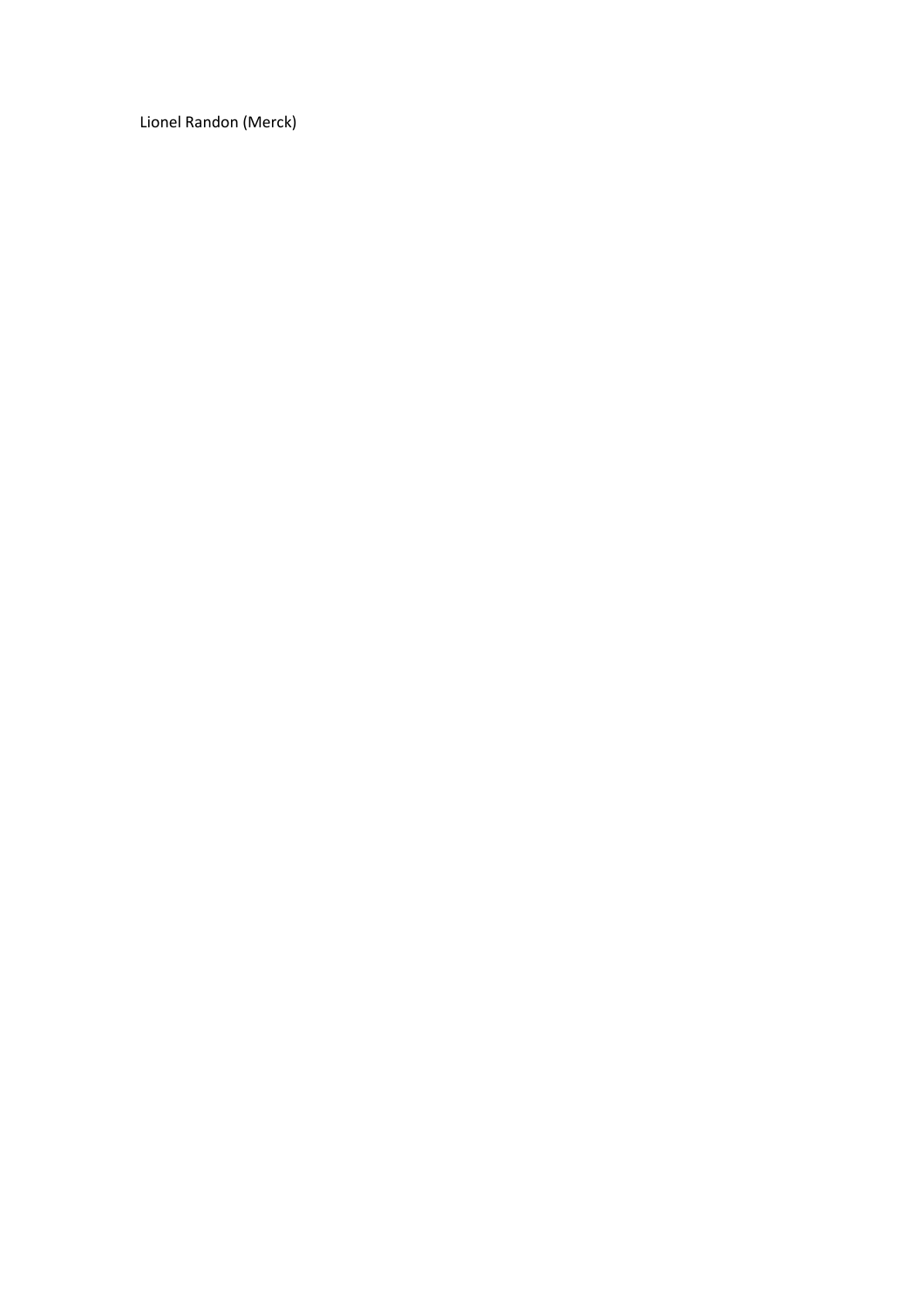Lionel Randon (Merck)